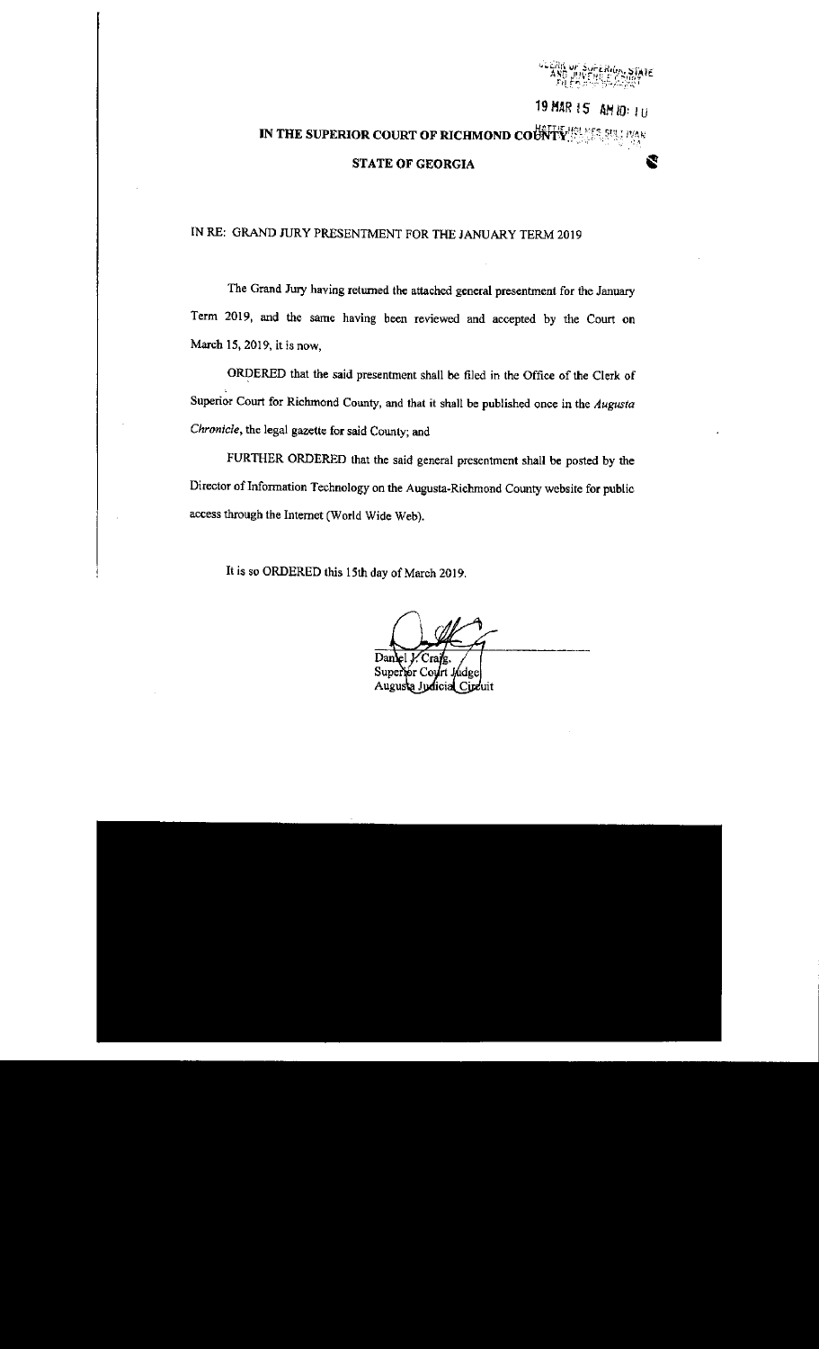CLERK OF SUPERIOR, STATE AND JUVENILE COURT FILED

19 MAR 15 AM 10: 10

HATTIE HOLMES SULLIVAN

**IN THE SUPERIOR COURT OF RICHMOND COUNTY**

**STATE OF GEORGIA**

IN RE: GRAND JURY PRESENTMENT FOR THE JANUARY TERM 2019

The Grand Jury having returned the attached general presentment for the January Term 2019, and the same having been reviewed and accepted by the Court on March 15, 2019, it is now,

ORDERED that the said presentment shall be filed in the Office of the Clerk of Superior Court for Richmond County, and that it shall be published once in the *Augusta Chronicle*, the legal gazette for said County; and

FURTHER ORDERED that the said general presentment shall be posted by the Director of Information Technology on the Augusta-Richmond County website for public access through the Internet (World Wide Web).

It is so ORDERED this 15th day of March 2019.

Daniel J. Craig,
Superior Court Judge
Augusta Judicial Circuit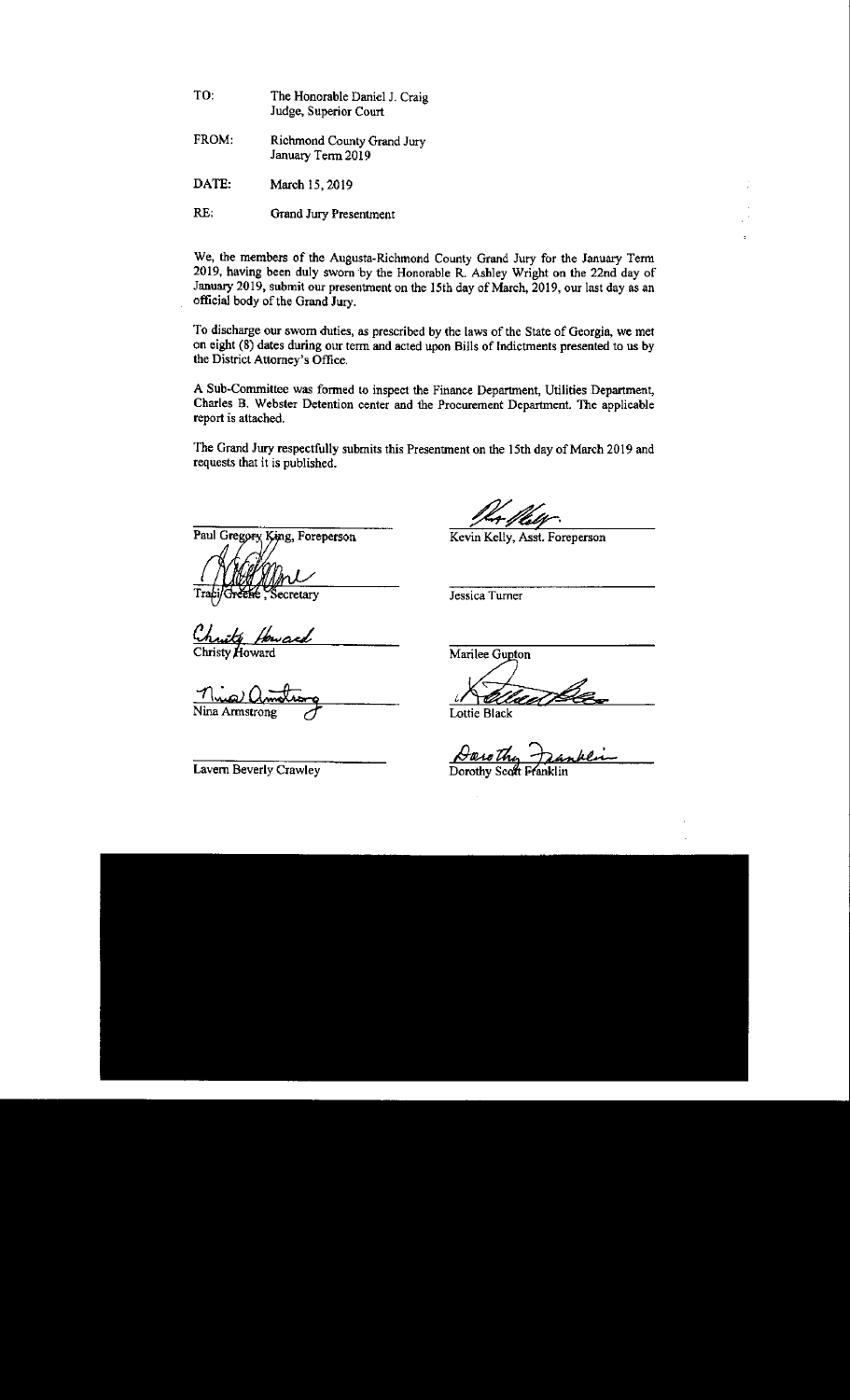| | |
|---|---|
| TO: | The Honorable Daniel J. Craig<br>Judge, Superior Court |
| FROM: | Richmond County Grand Jury<br>January Term 2019 |
| DATE: | March 15, 2019 |
| RE: | Grand Jury Presentment |

We, the members of the Augusta-Richmond County Grand Jury for the January Term 2019, having been duly sworn by the Honorable R. Ashley Wright on the 22nd day of January 2019, submit our presentment on the 15th day of March, 2019, our last day as an official body of the Grand Jury.

To discharge our sworn duties, as prescribed by the laws of the State of Georgia, we met on eight (8) dates during our term and acted upon Bills of Indictments presented to us by the District Attorney's Office.

A Sub-Committee was formed to inspect the Finance Department, Utilities Department, Charles B. Webster Detention center and the Procurement Department. The applicable report is attached.

The Grand Jury respectfully submits this Presentment on the 15th day of March 2019 and requests that it is published.

| | |
|---|---|
| Paul Gregory King, Foreperson | Kevin Kelly, Asst. Foreperson |
| Traci Greene, Secretary | Jessica Turner |
| Christy Howard | Marilee Gupton |
| Nina Armstrong | Lottie Black |
| Lavern Beverly Crawley | Dorothy Scott Franklin |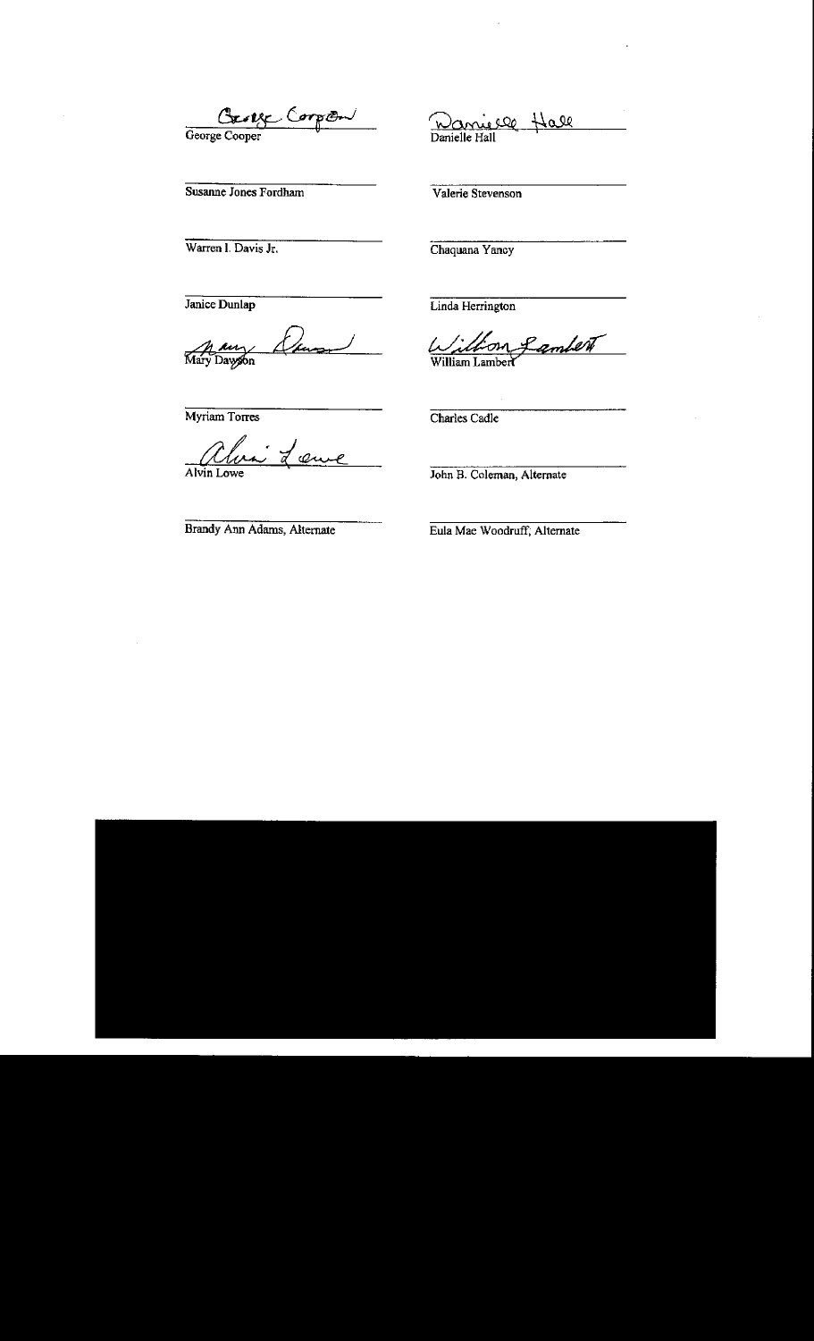George Cooper

Danielle Hall

Susanne Jones Fordham

Valerie Stevenson

Warren I. Davis Jr.

Chaquana Yancy

Janice Dunlap

Linda Herrington

Mary Dawson

William Lambert

Myriam Torres

Charles Cadle

Alvin Lowe

John B. Coleman, Alternate

Brandy Ann Adams, Alternate

Eula Mae Woodruff, Alternate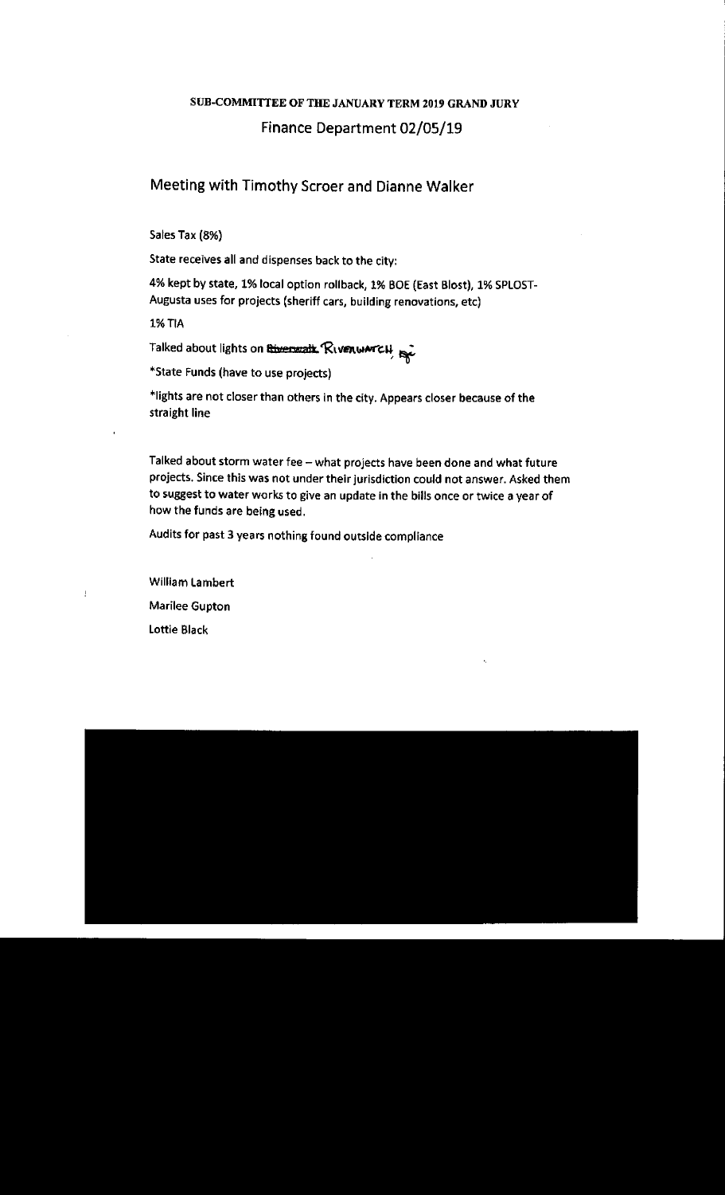**SUB-COMMITTEE OF THE JANUARY TERM 2019 GRAND JURY**

Finance Department 02/05/19

## Meeting with Timothy Scroer and Dianne Walker

Sales Tax (8%)

State receives all and dispenses back to the city:

4% kept by state, 1% local option rollback, 1% BOE (East Blost), 1% SPLOST-Augusta uses for projects (sheriff cars, building renovations, etc)

1% TIA

Talked about lights on ~~Riverwalk~~ RIVERWATCH

*State Funds (have to use projects)

*lights are not closer than others in the city. Appears closer because of the straight line

Talked about storm water fee – what projects have been done and what future projects. Since this was not under their jurisdiction could not answer. Asked them to suggest to water works to give an update in the bills once or twice a year of how the funds are being used.

Audits for past 3 years nothing found outside compliance

William Lambert

Marilee Gupton

Lottie Black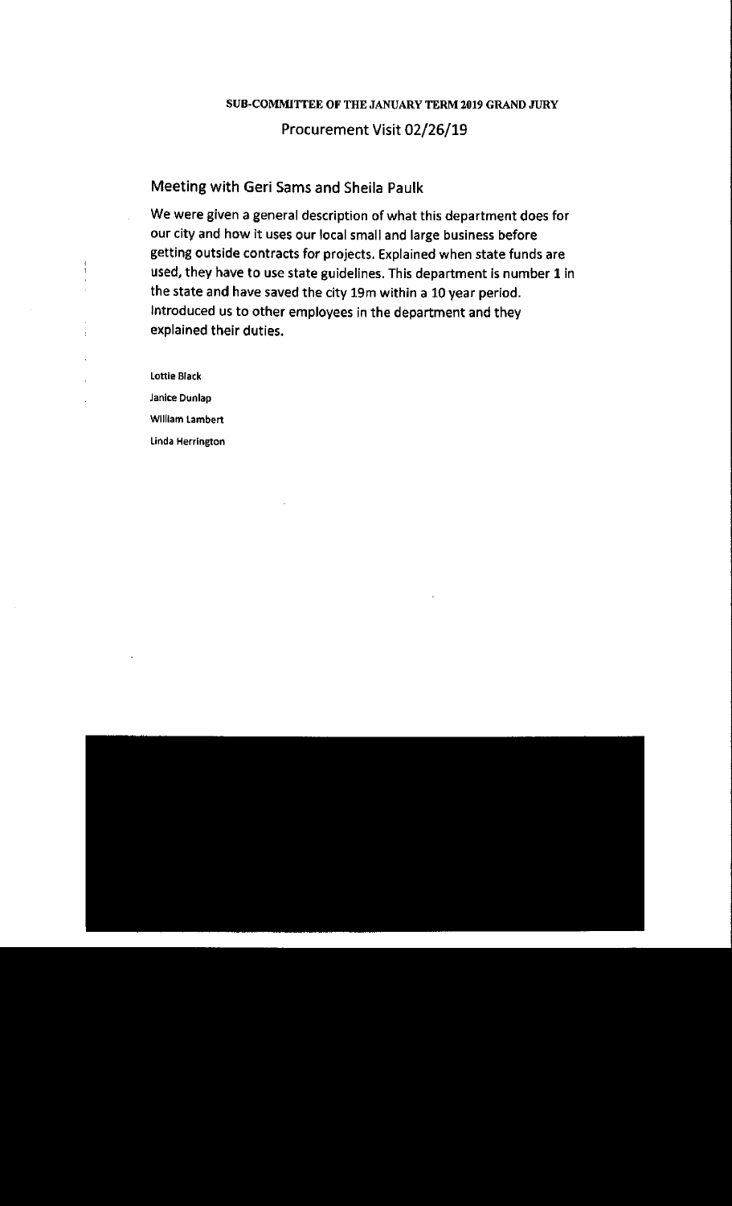**SUB-COMMITTEE OF THE JANUARY TERM 2019 GRAND JURY**

## Procurement Visit 02/26/19

### Meeting with Geri Sams and Sheila Paulk

We were given a general description of what this department does for our city and how it uses our local small and large business before getting outside contracts for projects. Explained when state funds are used, they have to use state guidelines. This department is number **1** in the state and have saved the city 19m within a 10 year period. Introduced us to other employees in the department and they explained their duties.

Lottie Black

Janice Dunlap

William Lambert

Linda Herrington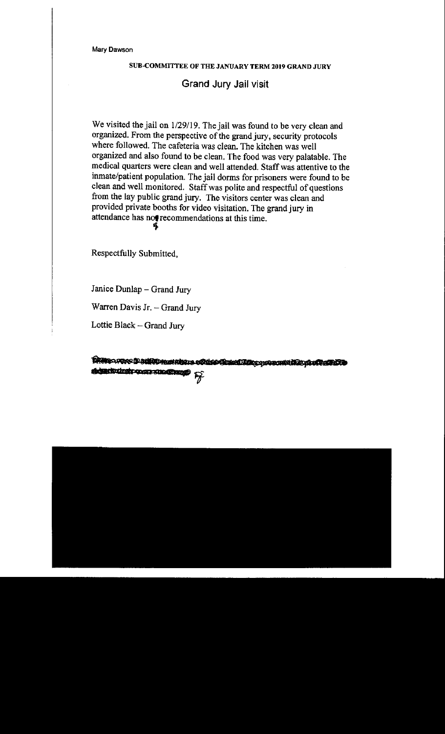Mary Dawson

**SUB-COMMITTEE OF THE JANUARY TERM 2019 GRAND JURY**

## Grand Jury Jail visit

We visited the jail on 1/29/19. The jail was found to be very clean and organized. From the perspective of the grand jury, security protocols where followed. The cafeteria was clean. The kitchen was well organized and also found to be clean. The food was very palatable. The medical quarters were clean and well attended. Staff was attentive to the inmate/patient population. The jail dorms for prisoners were found to be clean and well monitored. Staff was polite and respectful of questions from the lay public grand jury. The visitors center was clean and provided private booths for video visitation. The grand jury in attendance has no recommendations at this time.

Respectfully Submitted,

Janice Dunlap – Grand Jury

Warren Davis Jr. – Grand Jury

Lottie Black – Grand Jury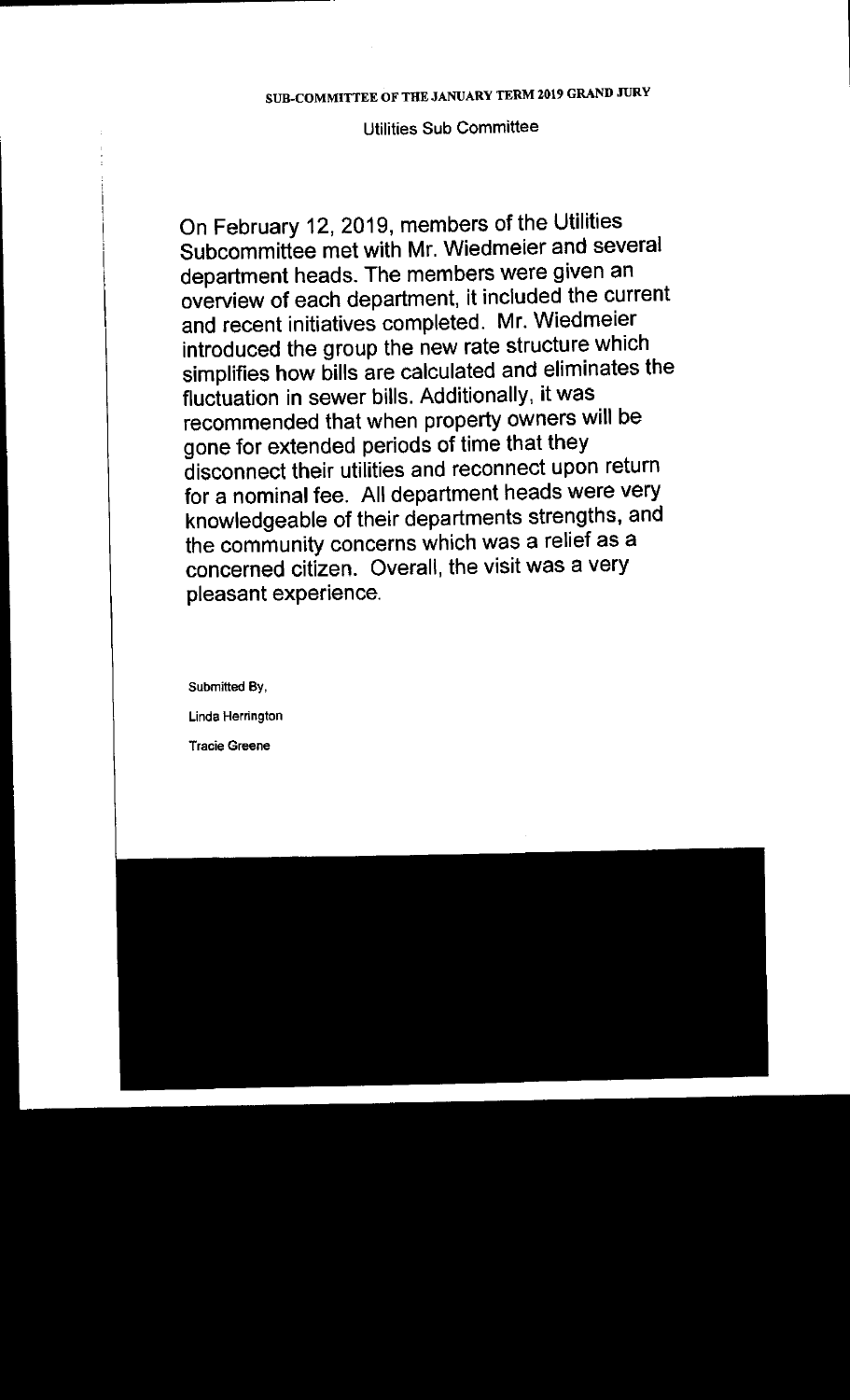**SUB-COMMITTEE OF THE JANUARY TERM 2019 GRAND JURY**

Utilities Sub Committee

On February 12, 2019, members of the Utilities Subcommittee met with Mr. Wiedmeier and several department heads. The members were given an overview of each department, it included the current and recent initiatives completed. Mr. Wiedmeier introduced the group the new rate structure which simplifies how bills are calculated and eliminates the fluctuation in sewer bills. Additionally, it was recommended that when property owners will be gone for extended periods of time that they disconnect their utilities and reconnect upon return for a nominal fee. All department heads were very knowledgeable of their departments strengths, and the community concerns which was a relief as a concerned citizen. Overall, the visit was a very pleasant experience.

Submitted By,

Linda Herrington

Tracie Greene